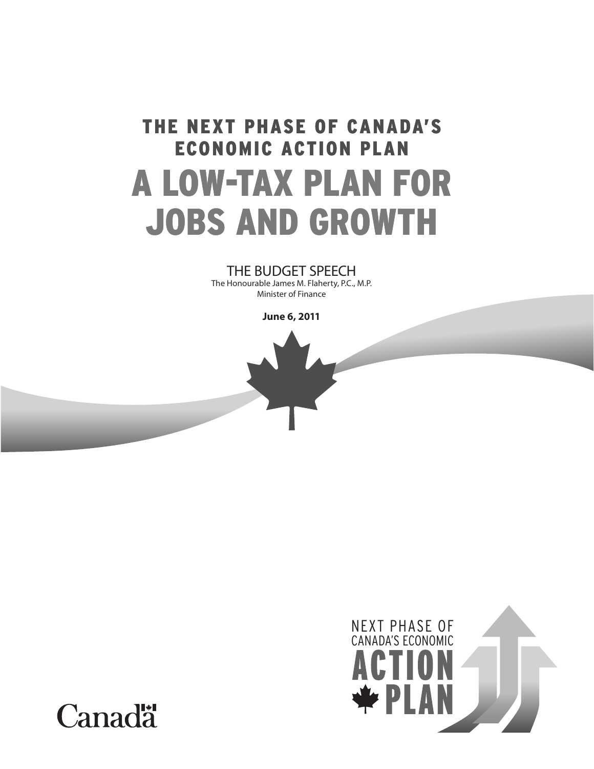# THE NEXT PHASE OF CANADA'S ECONOMIC ACTION PLAN

# A LOW-TAX PLAN FOR JOBS AND GROWTH

## THE BUDGET SPEECH

The Honourable James M. Flaherty, P.C., M.P.
Minister of Finance

**June 6, 2011**

NEXT PHASE OF CANADA'S ECONOMIC ACTION PLAN

Canada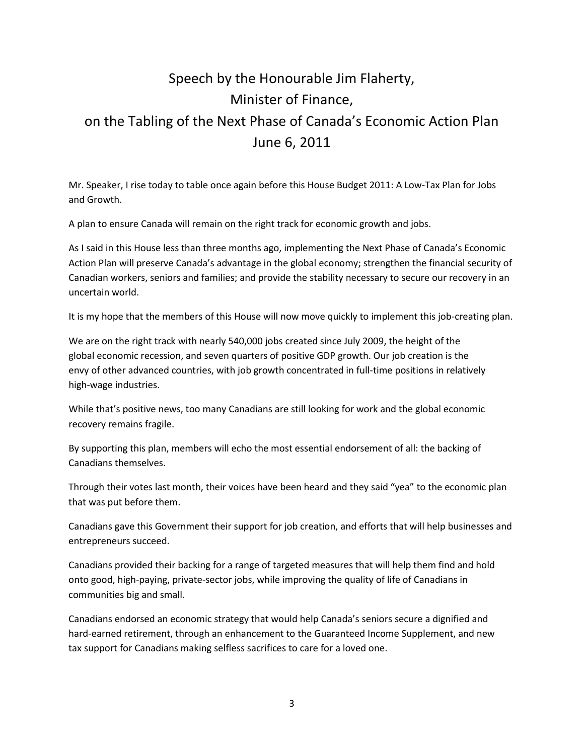# Speech by the Honourable Jim Flaherty, Minister of Finance, on the Tabling of the Next Phase of Canada's Economic Action Plan June 6, 2011

Mr. Speaker, I rise today to table once again before this House Budget 2011: A Low-Tax Plan for Jobs and Growth.

A plan to ensure Canada will remain on the right track for economic growth and jobs.

As I said in this House less than three months ago, implementing the Next Phase of Canada's Economic Action Plan will preserve Canada's advantage in the global economy; strengthen the financial security of Canadian workers, seniors and families; and provide the stability necessary to secure our recovery in an uncertain world.

It is my hope that the members of this House will now move quickly to implement this job-creating plan.

We are on the right track with nearly 540,000 jobs created since July 2009, the height of the global economic recession, and seven quarters of positive GDP growth. Our job creation is the envy of other advanced countries, with job growth concentrated in full-time positions in relatively high-wage industries.

While that's positive news, too many Canadians are still looking for work and the global economic recovery remains fragile.

By supporting this plan, members will echo the most essential endorsement of all: the backing of Canadians themselves.

Through their votes last month, their voices have been heard and they said "yea" to the economic plan that was put before them.

Canadians gave this Government their support for job creation, and efforts that will help businesses and entrepreneurs succeed.

Canadians provided their backing for a range of targeted measures that will help them find and hold onto good, high-paying, private-sector jobs, while improving the quality of life of Canadians in communities big and small.

Canadians endorsed an economic strategy that would help Canada's seniors secure a dignified and hard-earned retirement, through an enhancement to the Guaranteed Income Supplement, and new tax support for Canadians making selfless sacrifices to care for a loved one.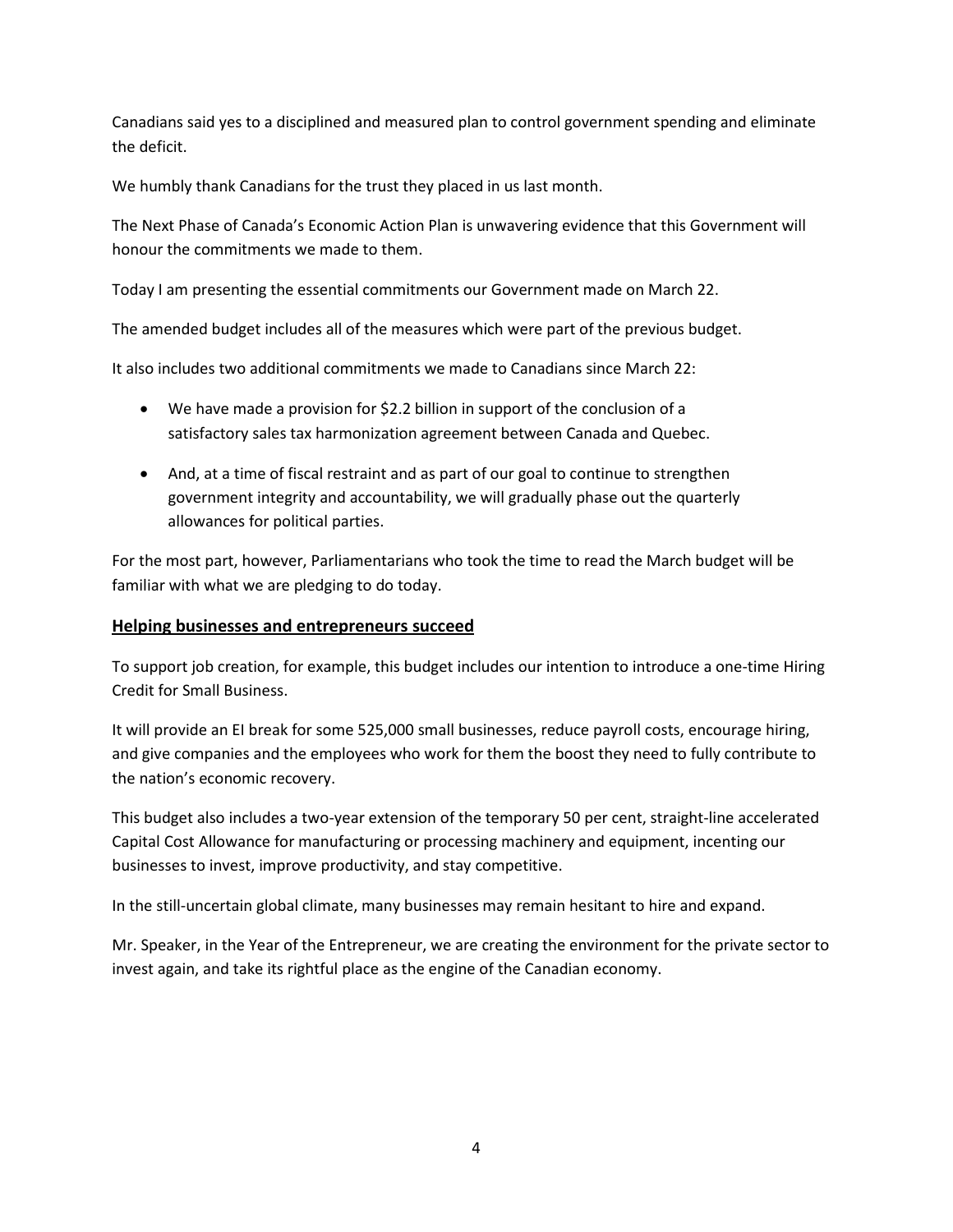Canadians said yes to a disciplined and measured plan to control government spending and eliminate the deficit.

We humbly thank Canadians for the trust they placed in us last month.

The Next Phase of Canada's Economic Action Plan is unwavering evidence that this Government will honour the commitments we made to them.

Today I am presenting the essential commitments our Government made on March 22.

The amended budget includes all of the measures which were part of the previous budget.

It also includes two additional commitments we made to Canadians since March 22:

- We have made a provision for $2.2 billion in support of the conclusion of a satisfactory sales tax harmonization agreement between Canada and Quebec.
- And, at a time of fiscal restraint and as part of our goal to continue to strengthen government integrity and accountability, we will gradually phase out the quarterly allowances for political parties.

For the most part, however, Parliamentarians who took the time to read the March budget will be familiar with what we are pledging to do today.

## **Helping businesses and entrepreneurs succeed**

To support job creation, for example, this budget includes our intention to introduce a one-time Hiring Credit for Small Business.

It will provide an EI break for some 525,000 small businesses, reduce payroll costs, encourage hiring, and give companies and the employees who work for them the boost they need to fully contribute to the nation's economic recovery.

This budget also includes a two-year extension of the temporary 50 per cent, straight-line accelerated Capital Cost Allowance for manufacturing or processing machinery and equipment, incenting our businesses to invest, improve productivity, and stay competitive.

In the still-uncertain global climate, many businesses may remain hesitant to hire and expand.

Mr. Speaker, in the Year of the Entrepreneur, we are creating the environment for the private sector to invest again, and take its rightful place as the engine of the Canadian economy.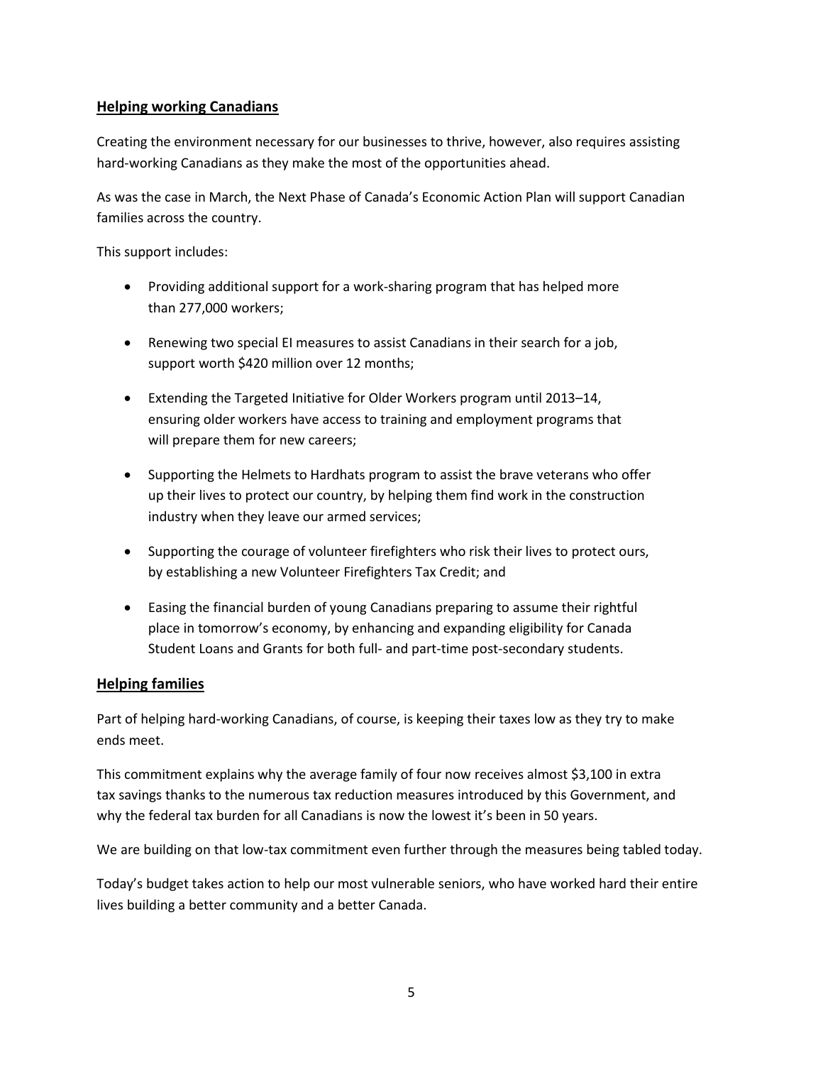## Helping working Canadians

Creating the environment necessary for our businesses to thrive, however, also requires assisting hard-working Canadians as they make the most of the opportunities ahead.

As was the case in March, the Next Phase of Canada's Economic Action Plan will support Canadian families across the country.

This support includes:

- Providing additional support for a work-sharing program that has helped more than 277,000 workers;
- Renewing two special EI measures to assist Canadians in their search for a job, support worth $420 million over 12 months;
- Extending the Targeted Initiative for Older Workers program until 2013–14, ensuring older workers have access to training and employment programs that will prepare them for new careers;
- Supporting the Helmets to Hardhats program to assist the brave veterans who offer up their lives to protect our country, by helping them find work in the construction industry when they leave our armed services;
- Supporting the courage of volunteer firefighters who risk their lives to protect ours, by establishing a new Volunteer Firefighters Tax Credit; and
- Easing the financial burden of young Canadians preparing to assume their rightful place in tomorrow's economy, by enhancing and expanding eligibility for Canada Student Loans and Grants for both full- and part-time post-secondary students.

## Helping families

Part of helping hard-working Canadians, of course, is keeping their taxes low as they try to make ends meet.

This commitment explains why the average family of four now receives almost $3,100 in extra tax savings thanks to the numerous tax reduction measures introduced by this Government, and why the federal tax burden for all Canadians is now the lowest it's been in 50 years.

We are building on that low-tax commitment even further through the measures being tabled today.

Today's budget takes action to help our most vulnerable seniors, who have worked hard their entire lives building a better community and a better Canada.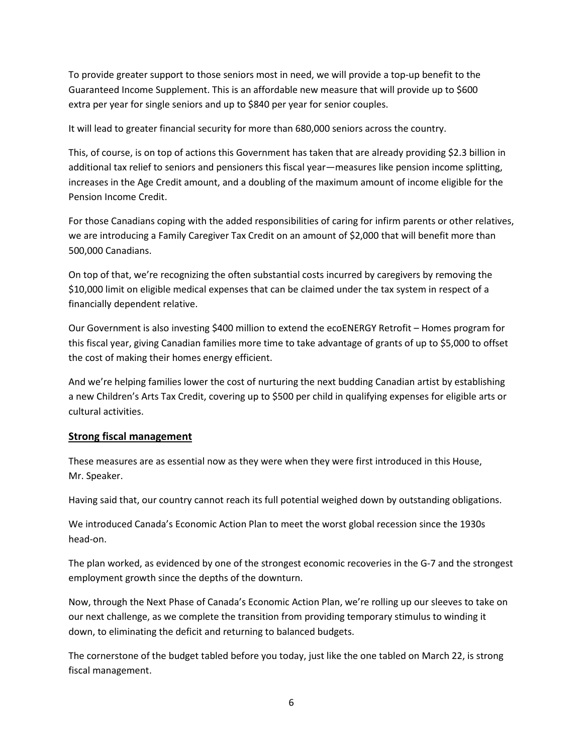To provide greater support to those seniors most in need, we will provide a top-up benefit to the Guaranteed Income Supplement. This is an affordable new measure that will provide up to $600 extra per year for single seniors and up to $840 per year for senior couples.

It will lead to greater financial security for more than 680,000 seniors across the country.

This, of course, is on top of actions this Government has taken that are already providing $2.3 billion in additional tax relief to seniors and pensioners this fiscal year—measures like pension income splitting, increases in the Age Credit amount, and a doubling of the maximum amount of income eligible for the Pension Income Credit.

For those Canadians coping with the added responsibilities of caring for infirm parents or other relatives, we are introducing a Family Caregiver Tax Credit on an amount of $2,000 that will benefit more than 500,000 Canadians.

On top of that, we're recognizing the often substantial costs incurred by caregivers by removing the $10,000 limit on eligible medical expenses that can be claimed under the tax system in respect of a financially dependent relative.

Our Government is also investing $400 million to extend the ecoENERGY Retrofit – Homes program for this fiscal year, giving Canadian families more time to take advantage of grants of up to $5,000 to offset the cost of making their homes energy efficient.

And we're helping families lower the cost of nurturing the next budding Canadian artist by establishing a new Children's Arts Tax Credit, covering up to $500 per child in qualifying expenses for eligible arts or cultural activities.

## Strong fiscal management

These measures are as essential now as they were when they were first introduced in this House, Mr. Speaker.

Having said that, our country cannot reach its full potential weighed down by outstanding obligations.

We introduced Canada's Economic Action Plan to meet the worst global recession since the 1930s head-on.

The plan worked, as evidenced by one of the strongest economic recoveries in the G-7 and the strongest employment growth since the depths of the downturn.

Now, through the Next Phase of Canada's Economic Action Plan, we're rolling up our sleeves to take on our next challenge, as we complete the transition from providing temporary stimulus to winding it down, to eliminating the deficit and returning to balanced budgets.

The cornerstone of the budget tabled before you today, just like the one tabled on March 22, is strong fiscal management.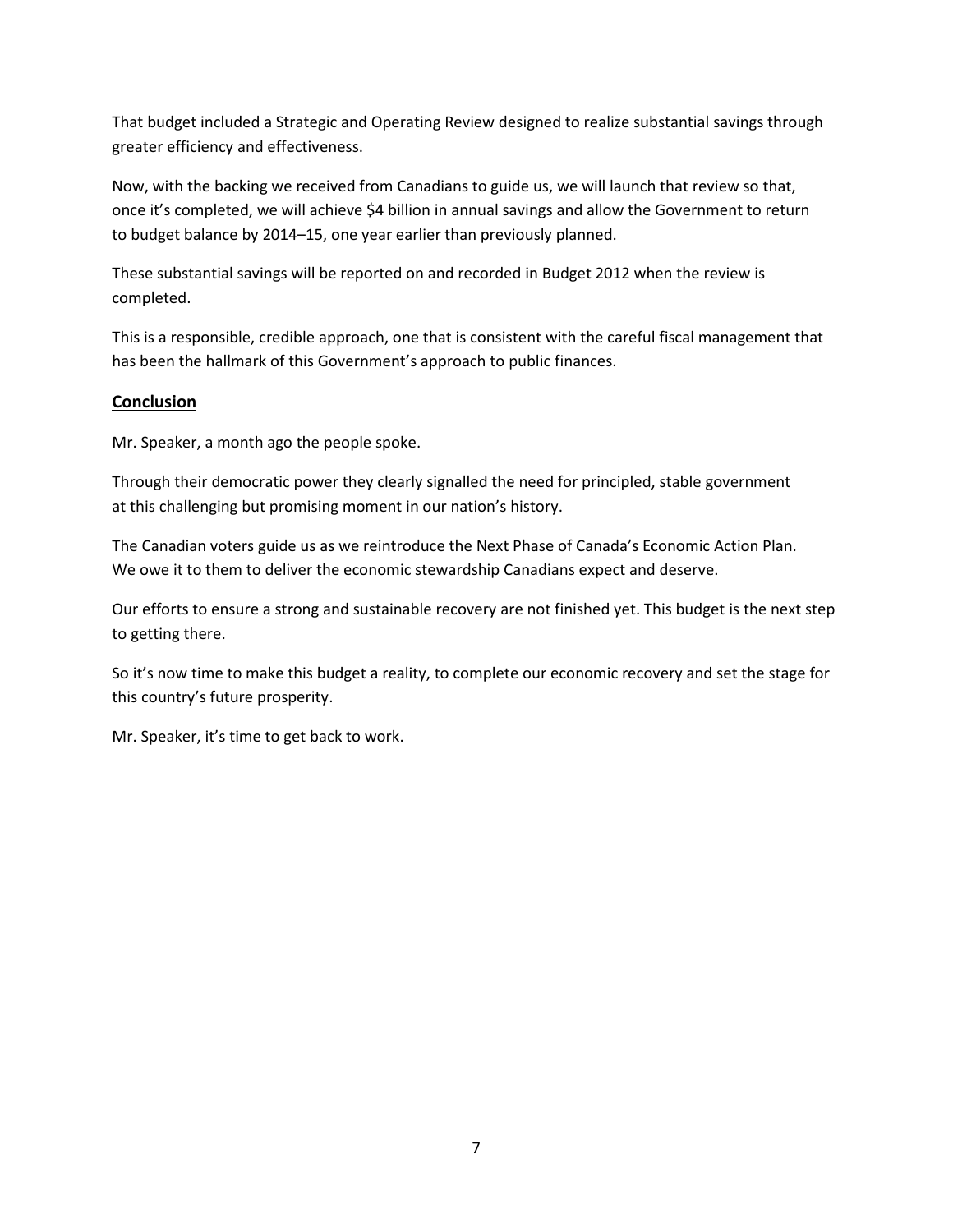That budget included a Strategic and Operating Review designed to realize substantial savings through greater efficiency and effectiveness.

Now, with the backing we received from Canadians to guide us, we will launch that review so that, once it's completed, we will achieve $4 billion in annual savings and allow the Government to return to budget balance by 2014–15, one year earlier than previously planned.

These substantial savings will be reported on and recorded in Budget 2012 when the review is completed.

This is a responsible, credible approach, one that is consistent with the careful fiscal management that has been the hallmark of this Government's approach to public finances.

## Conclusion

Mr. Speaker, a month ago the people spoke.

Through their democratic power they clearly signalled the need for principled, stable government at this challenging but promising moment in our nation's history.

The Canadian voters guide us as we reintroduce the Next Phase of Canada's Economic Action Plan. We owe it to them to deliver the economic stewardship Canadians expect and deserve.

Our efforts to ensure a strong and sustainable recovery are not finished yet. This budget is the next step to getting there.

So it's now time to make this budget a reality, to complete our economic recovery and set the stage for this country's future prosperity.

Mr. Speaker, it's time to get back to work.